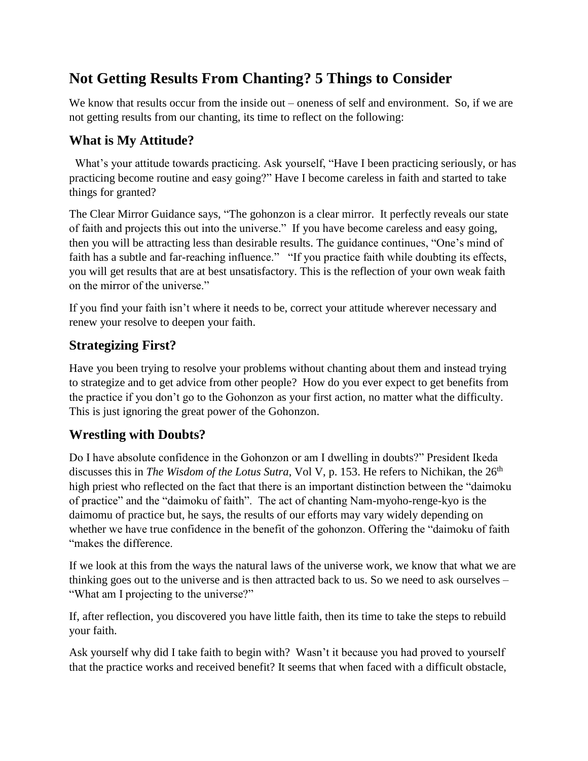# Not Getting Results From Chanting? 5 Things to Consider

We know that results occur from the inside out – oneness of self and environment. So, if we are not getting results from our chanting, its time to reflect on the following:

## What is My Attitude?

What's your attitude towards practicing. Ask yourself, "Have I been practicing seriously, or has practicing become routine and easy going?" Have I become careless in faith and started to take things for granted?

The Clear Mirror Guidance says, "The gohonzon is a clear mirror. It perfectly reveals our state of faith and projects this out into the universe." If you have become careless and easy going, then you will be attracting less than desirable results. The guidance continues, "One's mind of faith has a subtle and far-reaching influence." "If you practice faith while doubting its effects, you will get results that are at best unsatisfactory. This is the reflection of your own weak faith on the mirror of the universe."

If you find your faith isn't where it needs to be, correct your attitude wherever necessary and renew your resolve to deepen your faith.

## Strategizing First?

Have you been trying to resolve your problems without chanting about them and instead trying to strategize and to get advice from other people? How do you ever expect to get benefits from the practice if you don't go to the Gohonzon as your first action, no matter what the difficulty. This is just ignoring the great power of the Gohonzon.

## Wrestling with Doubts?

Do I have absolute confidence in the Gohonzon or am I dwelling in doubts?" President Ikeda discusses this in *The Wisdom of the Lotus Sutra*, Vol V, p. 153. He refers to Nichikan, the 26th high priest who reflected on the fact that there is an important distinction between the "daimoku of practice" and the "daimoku of faith". The act of chanting Nam-myoho-renge-kyo is the daimomu of practice but, he says, the results of our efforts may vary widely depending on whether we have true confidence in the benefit of the gohonzon. Offering the "daimoku of faith "makes the difference.

If we look at this from the ways the natural laws of the universe work, we know that what we are thinking goes out to the universe and is then attracted back to us. So we need to ask ourselves – "What am I projecting to the universe?"

If, after reflection, you discovered you have little faith, then its time to take the steps to rebuild your faith.

Ask yourself why did I take faith to begin with? Wasn't it because you had proved to yourself that the practice works and received benefit? It seems that when faced with a difficult obstacle,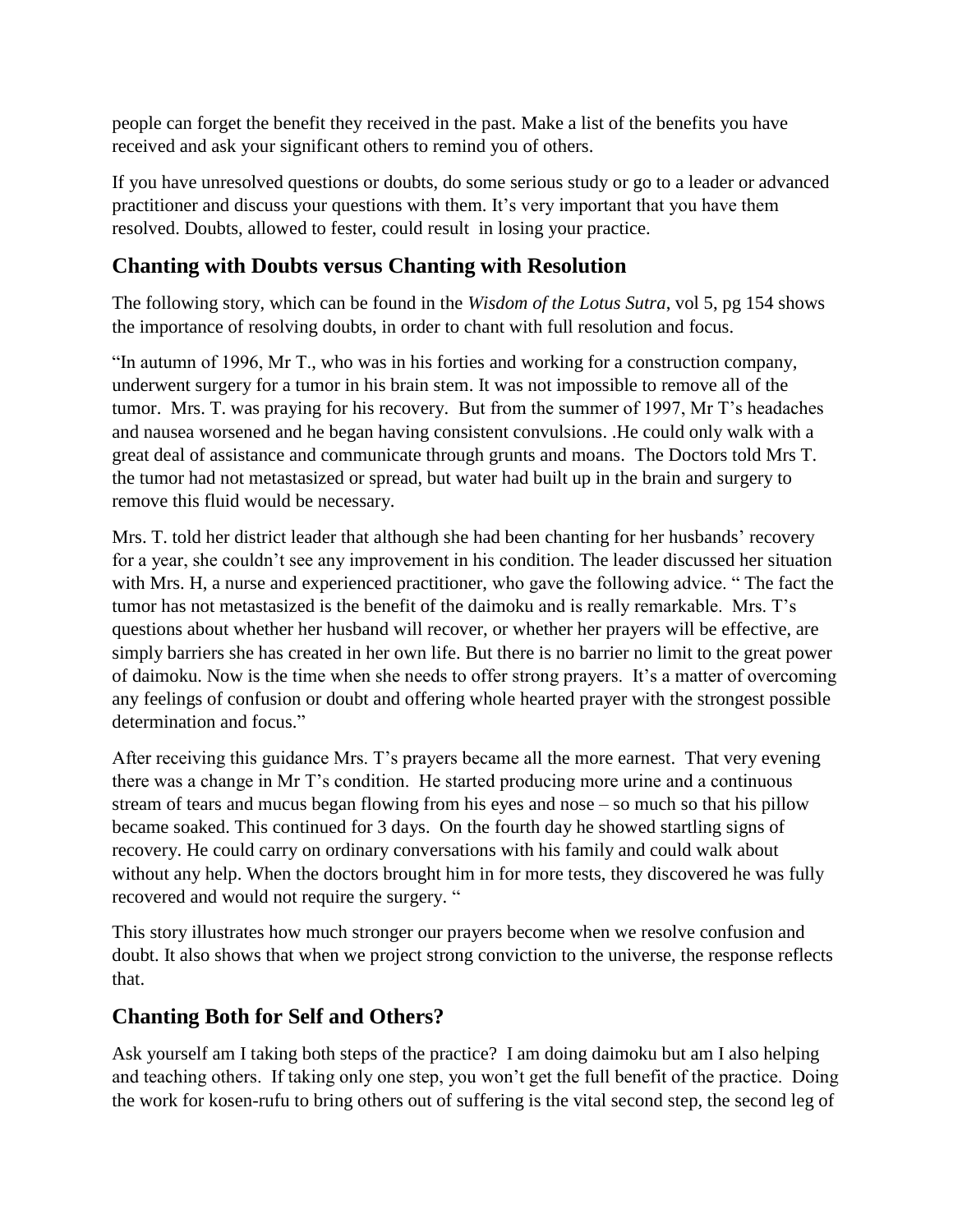people can forget the benefit they received in the past. Make a list of the benefits you have received and ask your significant others to remind you of others.

If you have unresolved questions or doubts, do some serious study or go to a leader or advanced practitioner and discuss your questions with them. It's very important that you have them resolved. Doubts, allowed to fester, could result in losing your practice.

## Chanting with Doubts versus Chanting with Resolution

The following story, which can be found in the *Wisdom of the Lotus Sutra*, vol 5, pg 154 shows the importance of resolving doubts, in order to chant with full resolution and focus.

"In autumn of 1996, Mr T., who was in his forties and working for a construction company, underwent surgery for a tumor in his brain stem. It was not impossible to remove all of the tumor. Mrs. T. was praying for his recovery. But from the summer of 1997, Mr T's headaches and nausea worsened and he began having consistent convulsions. .He could only walk with a great deal of assistance and communicate through grunts and moans. The Doctors told Mrs T. the tumor had not metastasized or spread, but water had built up in the brain and surgery to remove this fluid would be necessary.

Mrs. T. told her district leader that although she had been chanting for her husbands' recovery for a year, she couldn't see any improvement in his condition. The leader discussed her situation with Mrs. H, a nurse and experienced practitioner, who gave the following advice. " The fact the tumor has not metastasized is the benefit of the daimoku and is really remarkable. Mrs. T's questions about whether her husband will recover, or whether her prayers will be effective, are simply barriers she has created in her own life. But there is no barrier no limit to the great power of daimoku. Now is the time when she needs to offer strong prayers. It's a matter of overcoming any feelings of confusion or doubt and offering whole hearted prayer with the strongest possible determination and focus."

After receiving this guidance Mrs. T's prayers became all the more earnest. That very evening there was a change in Mr T's condition. He started producing more urine and a continuous stream of tears and mucus began flowing from his eyes and nose – so much so that his pillow became soaked. This continued for 3 days. On the fourth day he showed startling signs of recovery. He could carry on ordinary conversations with his family and could walk about without any help. When the doctors brought him in for more tests, they discovered he was fully recovered and would not require the surgery. "

This story illustrates how much stronger our prayers become when we resolve confusion and doubt. It also shows that when we project strong conviction to the universe, the response reflects that.

## Chanting Both for Self and Others?

Ask yourself am I taking both steps of the practice? I am doing daimoku but am I also helping and teaching others. If taking only one step, you won't get the full benefit of the practice. Doing the work for kosen-rufu to bring others out of suffering is the vital second step, the second leg of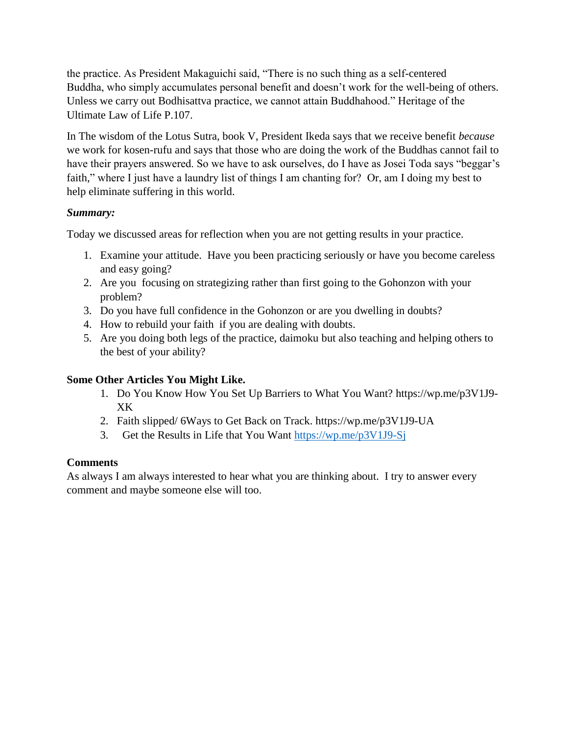the practice. As President Makaguichi said, “There is no such thing as a self-centered Buddha, who simply accumulates personal benefit and doesn’t work for the well-being of others. Unless we carry out Bodhisattva practice, we cannot attain Buddhahood.” Heritage of the Ultimate Law of Life P.107.

In The wisdom of the Lotus Sutra, book V, President Ikeda says that we receive benefit *because* we work for kosen-rufu and says that those who are doing the work of the Buddhas cannot fail to have their prayers answered. So we have to ask ourselves, do I have as Josei Toda says “beggar’s faith,” where I just have a laundry list of things I am chanting for? Or, am I doing my best to help eliminate suffering in this world.

***Summary:***

Today we discussed areas for reflection when you are not getting results in your practice.

1. Examine your attitude. Have you been practicing seriously or have you become careless and easy going?
2. Are you focusing on strategizing rather than first going to the Gohonzon with your problem?
3. Do you have full confidence in the Gohonzon or are you dwelling in doubts?
4. How to rebuild your faith if you are dealing with doubts.
5. Are you doing both legs of the practice, daimoku but also teaching and helping others to the best of your ability?

**Some Other Articles You Might Like.**

1. Do You Know How You Set Up Barriers to What You Want? https://wp.me/p3V1J9-XK
2. Faith slipped/ 6Ways to Get Back on Track. https://wp.me/p3V1J9-UA
3. Get the Results in Life that You Want https://wp.me/p3V1J9-Sj

**Comments**

As always I am always interested to hear what you are thinking about. I try to answer every comment and maybe someone else will too.